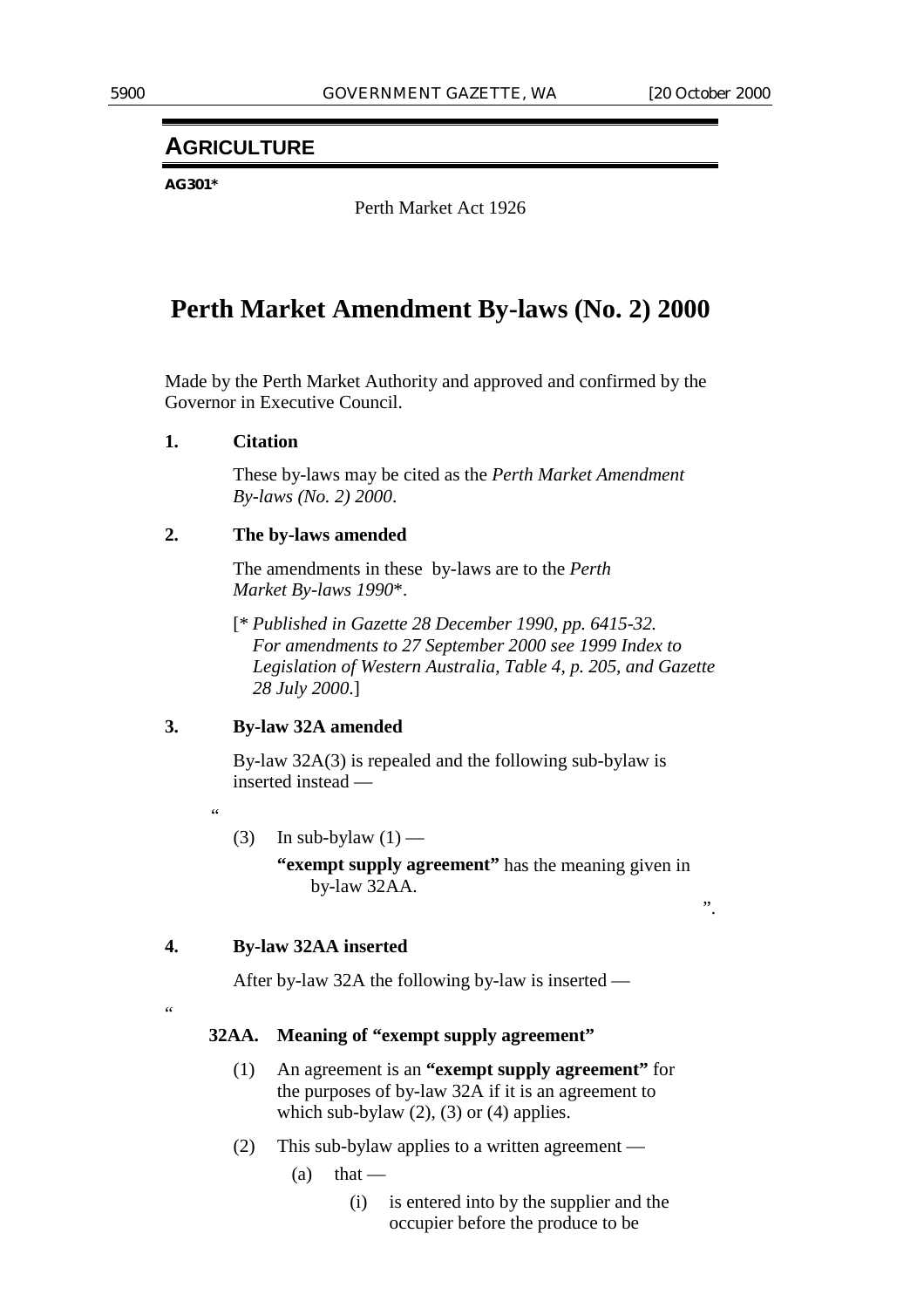## AGRICULTURE

**AG301***

Perth Market Act 1926

# Perth Market Amendment By-laws (No. 2) 2000

Made by the Perth Market Authority and approved and confirmed by the Governor in Executive Council.

**1. Citation**

These by-laws may be cited as the *Perth Market Amendment By-laws (No. 2) 2000*.

**2. The by-laws amended**

The amendments in these by-laws are to the *Perth Market By-laws 1990*\*.

[\* *Published in Gazette 28 December 1990, pp. 6415-32. For amendments to 27 September 2000 see 1999 Index to Legislation of Western Australia, Table 4, p. 205, and Gazette 28 July 2000*.]

**3. By-law 32A amended**

By-law 32A(3) is repealed and the following sub-bylaw is inserted instead —

"

(3) In sub-bylaw (1) —

**"exempt supply agreement"** has the meaning given in by-law 32AA.

".

**4. By-law 32AA inserted**

After by-law 32A the following by-law is inserted —

"

**32AA. Meaning of "exempt supply agreement"**

(1) An agreement is an **"exempt supply agreement"** for the purposes of by-law 32A if it is an agreement to which sub-bylaw (2), (3) or (4) applies.

(2) This sub-bylaw applies to a written agreement —

(a) that —

(i) is entered into by the supplier and the occupier before the produce to be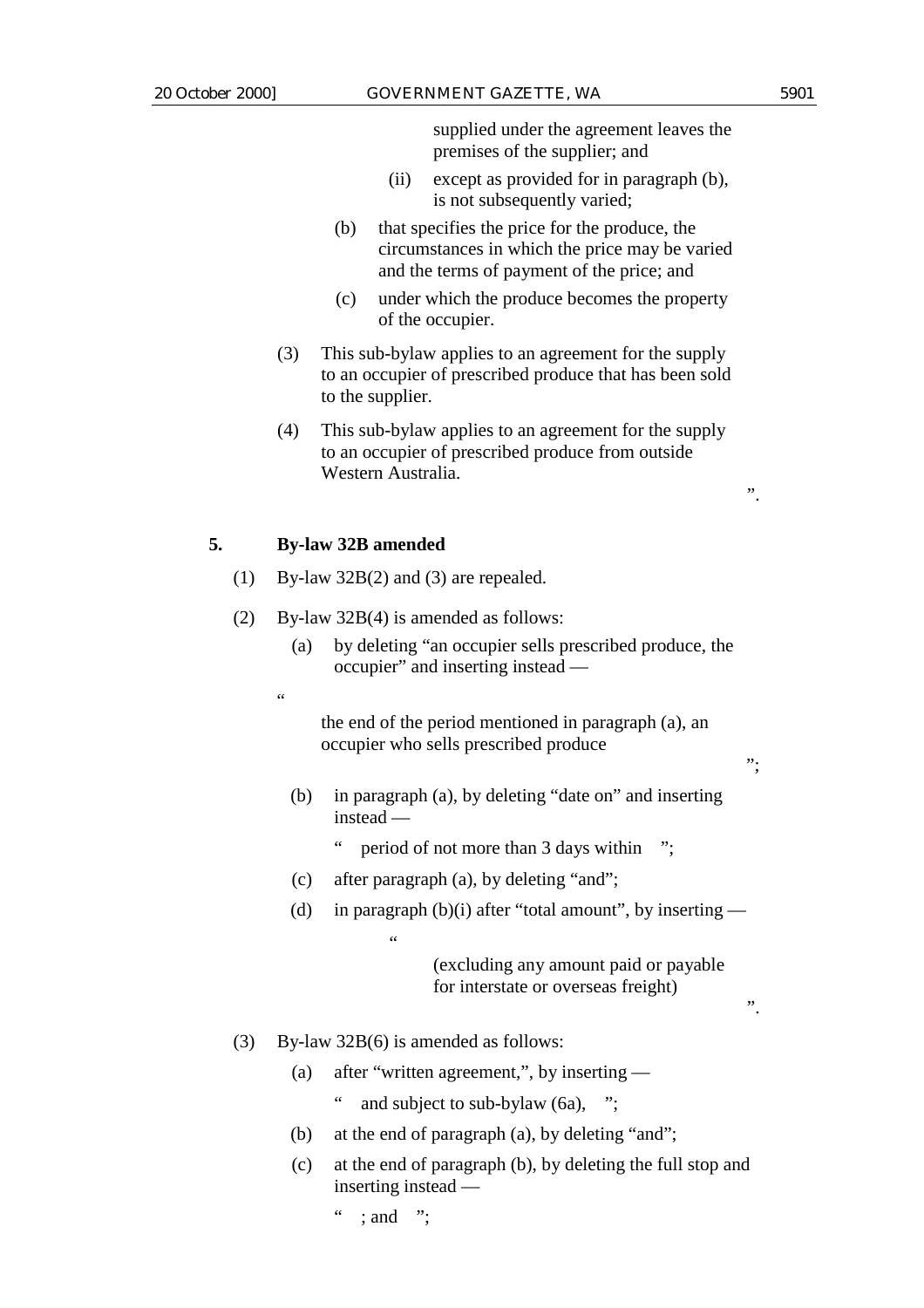supplied under the agreement leaves the premises of the supplier; and

(ii) except as provided for in paragraph (b), is not subsequently varied;

(b) that specifies the price for the produce, the circumstances in which the price may be varied and the terms of payment of the price; and

(c) under which the produce becomes the property of the occupier.

(3) This sub-bylaw applies to an agreement for the supply to an occupier of prescribed produce that has been sold to the supplier.

(4) This sub-bylaw applies to an agreement for the supply to an occupier of prescribed produce from outside Western Australia.

".

**5. By-law 32B amended**

(1) By-law 32B(2) and (3) are repealed.

(2) By-law 32B(4) is amended as follows:

(a) by deleting "an occupier sells prescribed produce, the occupier" and inserting instead —

"

the end of the period mentioned in paragraph (a), an occupier who sells prescribed produce

";

(b) in paragraph (a), by deleting "date on" and inserting instead —

" period of not more than 3 days within ";

(c) after paragraph (a), by deleting "and";

(d) in paragraph (b)(i) after "total amount", by inserting —

"

(excluding any amount paid or payable for interstate or overseas freight)

".

(3) By-law 32B(6) is amended as follows:

(a) after "written agreement,", by inserting —

" and subject to sub-bylaw (6a), ";

(b) at the end of paragraph (a), by deleting "and";

(c) at the end of paragraph (b), by deleting the full stop and inserting instead —

" ; and ";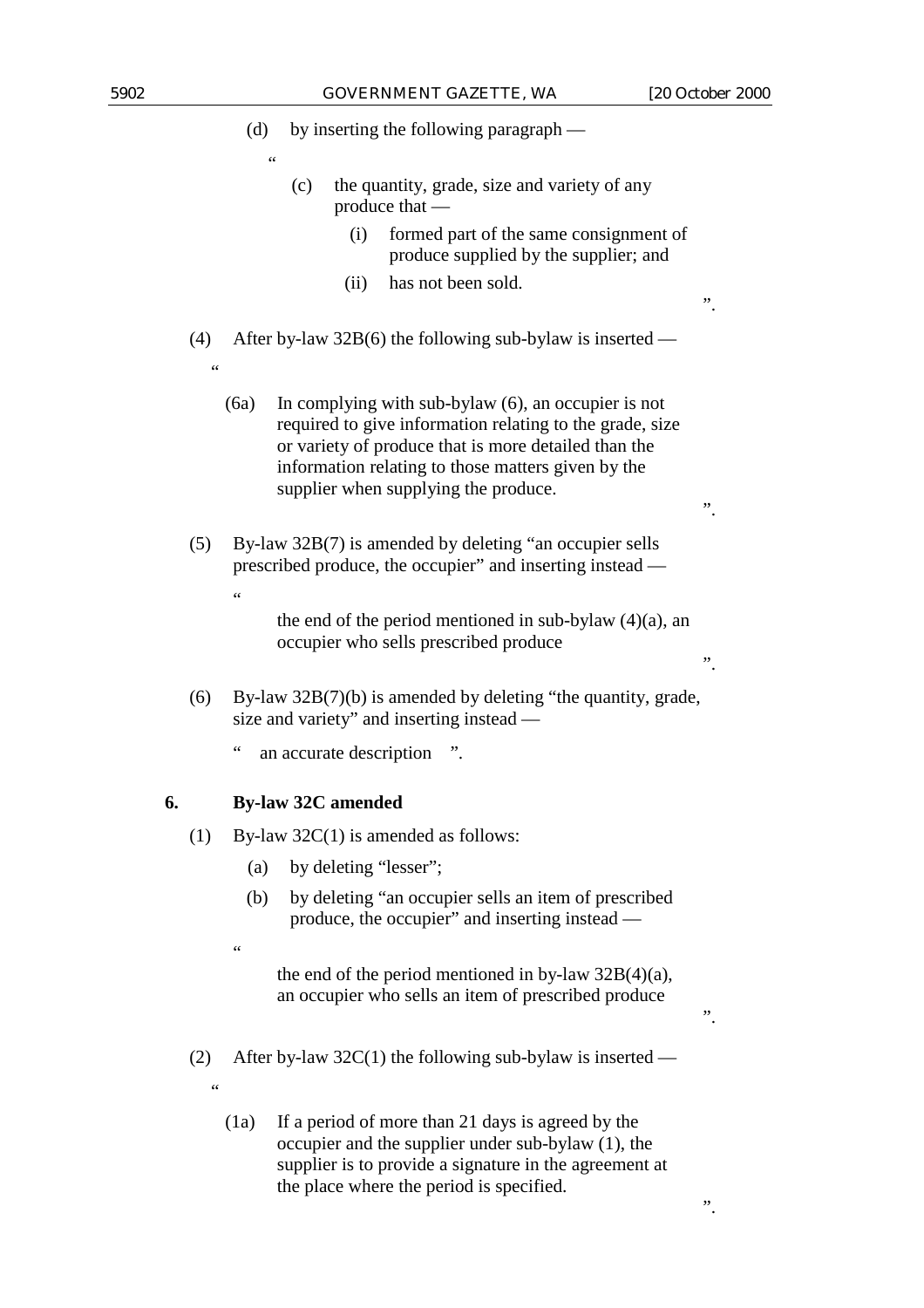(d) by inserting the following paragraph —

"

> (c) the quantity, grade, size and variety of any produce that —
>
> (i) formed part of the same consignment of produce supplied by the supplier; and
>
> (ii) has not been sold.

".

(4) After by-law 32B(6) the following sub-bylaw is inserted —

"

> (6a) In complying with sub-bylaw (6), an occupier is not required to give information relating to the grade, size or variety of produce that is more detailed than the information relating to those matters given by the supplier when supplying the produce.

".

(5) By-law 32B(7) is amended by deleting "an occupier sells prescribed produce, the occupier" and inserting instead —

"

> the end of the period mentioned in sub-bylaw (4)(a), an occupier who sells prescribed produce

".

(6) By-law 32B(7)(b) is amended by deleting "the quantity, grade, size and variety" and inserting instead —

" an accurate description ".

## 6. By-law 32C amended

(1) By-law 32C(1) is amended as follows:

(a) by deleting "lesser";

(b) by deleting "an occupier sells an item of prescribed produce, the occupier" and inserting instead —

"

> the end of the period mentioned in by-law 32B(4)(a), an occupier who sells an item of prescribed produce

".

(2) After by-law 32C(1) the following sub-bylaw is inserted —

"

> (1a) If a period of more than 21 days is agreed by the occupier and the supplier under sub-bylaw (1), the supplier is to provide a signature in the agreement at the place where the period is specified.

".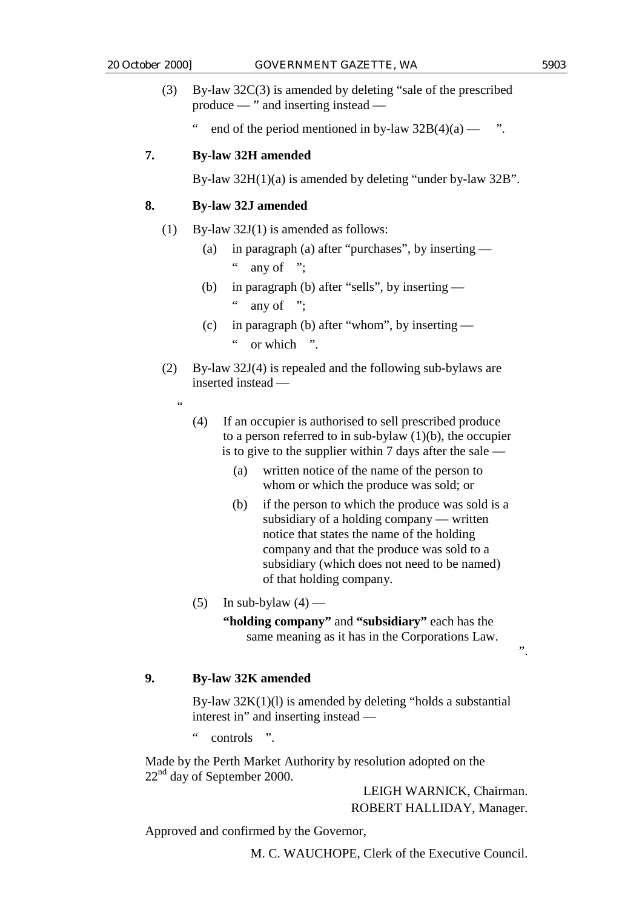(3) By-law 32C(3) is amended by deleting "sale of the prescribed produce — " and inserting instead —

" end of the period mentioned in by-law 32B(4)(a) — ".

**7. By-law 32H amended**

By-law 32H(1)(a) is amended by deleting "under by-law 32B".

**8. By-law 32J amended**

(1) By-law 32J(1) is amended as follows:

(a) in paragraph (a) after "purchases", by inserting —

" any of ";

(b) in paragraph (b) after "sells", by inserting —

" any of ";

(c) in paragraph (b) after "whom", by inserting —

" or which ".

(2) By-law 32J(4) is repealed and the following sub-bylaws are inserted instead —

"

(4) If an occupier is authorised to sell prescribed produce to a person referred to in sub-bylaw (1)(b), the occupier is to give to the supplier within 7 days after the sale —

(a) written notice of the name of the person to whom or which the produce was sold; or

(b) if the person to which the produce was sold is a subsidiary of a holding company — written notice that states the name of the holding company and that the produce was sold to a subsidiary (which does not need to be named) of that holding company.

(5) In sub-bylaw (4) —

**"holding company"** and **"subsidiary"** each has the same meaning as it has in the Corporations Law.

".

**9. By-law 32K amended**

By-law 32K(1)(l) is amended by deleting "holds a substantial interest in" and inserting instead —

" controls ".

Made by the Perth Market Authority by resolution adopted on the 22nd day of September 2000.

LEIGH WARNICK, Chairman.
ROBERT HALLIDAY, Manager.

Approved and confirmed by the Governor,

M. C. WAUCHOPE, Clerk of the Executive Council.